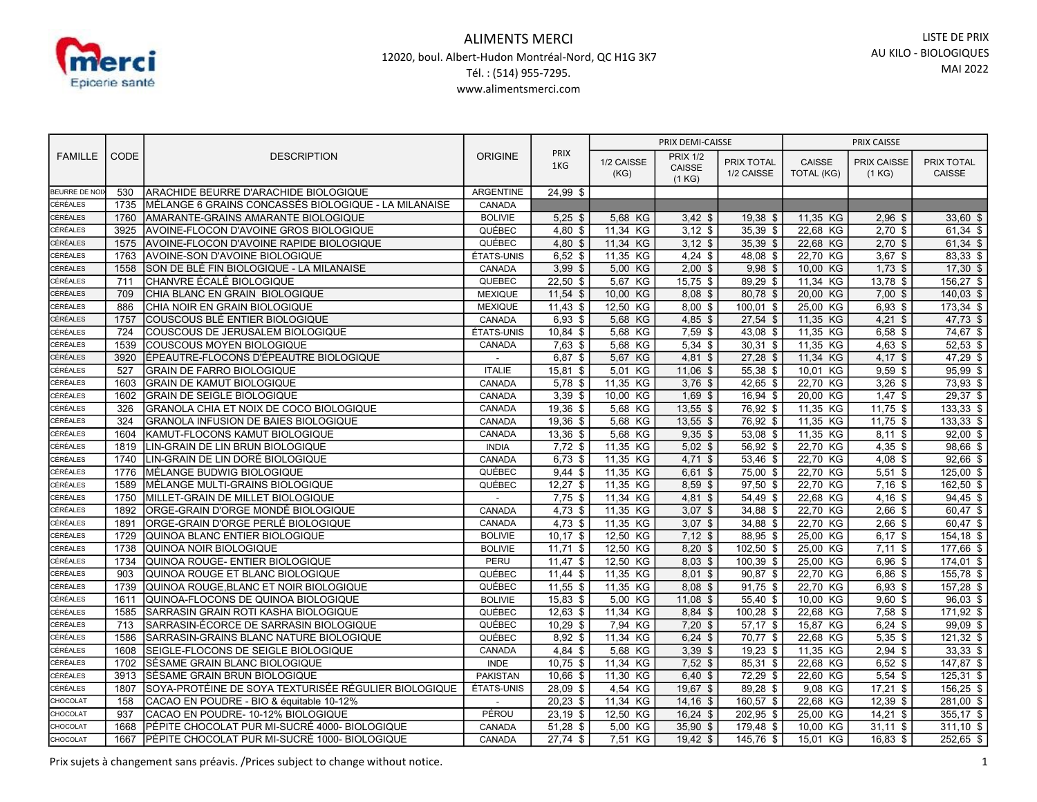merci
Epicerie santé

# ALIMENTS MERCI

12020, boul. Albert-Hudon Montréal-Nord, QC H1G 3K7
Tél. : (514) 955-7295.
www.alimentsmerci.com

LISTE DE PRIX
AU KILO - BIOLOGIQUES
MAI 2022

| FAMILLE | CODE | DESCRIPTION | ORIGINE | PRIX 1KG | PRIX DEMI-CAISSE | | | PRIX CAISSE | | |
|---|---|---|---|---|---|---|---|---|---|---|
| | | | | | 1/2 CAISSE (KG) | PRIX 1/2 CAISSE (1 KG) | PRIX TOTAL 1/2 CAISSE | CAISSE TOTAL (KG) | PRIX CAISSE (1 KG) | PRIX TOTAL CAISSE |
| BEURRE DE NOIX | 530 | ARACHIDE BEURRE D'ARACHIDE BIOLOGIQUE | ARGENTINE | 24,99 $ | | | | | | |
| CÉRÉALES | 1735 | MÉLANGE 6 GRAINS CONCASSÉS BIOLOGIQUE - LA MILANAISE | CANADA | | | | | | | |
| CÉRÉALES | 1760 | AMARANTE-GRAINS AMARANTE BIOLOGIQUE | BOLIVIE | 5,25 $ | 5,68 KG | 3,42 $ | 19,38 $ | 11,35 KG | 2,96 $ | 33,60 $ |
| CÉRÉALES | 3925 | AVOINE-FLOCON D'AVOINE GROS BIOLOGIQUE | QUÉBEC | 4,80 $ | 11,34 KG | 3,12 $ | 35,39 $ | 22,68 KG | 2,70 $ | 61,34 $ |
| CÉRÉALES | 1575 | AVOINE-FLOCON D'AVOINE RAPIDE BIOLOGIQUE | QUÉBEC | 4,80 $ | 11,34 KG | 3,12 $ | 35,39 $ | 22,68 KG | 2,70 $ | 61,34 $ |
| CÉRÉALES | 1763 | AVOINE-SON D'AVOINE BIOLOGIQUE | ÉTATS-UNIS | 6,52 $ | 11,35 KG | 4,24 $ | 48,08 $ | 22,70 KG | 3,67 $ | 83,33 $ |
| CÉRÉALES | 1558 | SON DE BLÉ FIN BIOLOGIQUE - LA MILANAISE | CANADA | 3,99 $ | 5,00 KG | 2,00 $ | 9,98 $ | 10,00 KG | 1,73 $ | 17,30 $ |
| CÉRÉALES | 711 | CHANVRE ÉCALÉ BIOLOGIQUE | QUEBEC | 22,50 $ | 5,67 KG | 15,75 $ | 89,29 $ | 11,34 KG | 13,78 $ | 156,27 $ |
| CÉRÉALES | 709 | CHIA BLANC EN GRAIN BIOLOGIQUE | MEXIQUE | 11,54 $ | 10,00 KG | 8,08 $ | 80,78 $ | 20,00 KG | 7,00 $ | 140,03 $ |
| CÉRÉALES | 886 | CHIA NOIR EN GRAIN BIOLOGIQUE | MEXIQUE | 11,43 $ | 12,50 KG | 8,00 $ | 100,01 $ | 25,00 KG | 6,93 $ | 173,34 $ |
| CÉRÉALES | 1757 | COUSCOUS BLÉ ENTIER BIOLOGIQUE | CANADA | 6,93 $ | 5,68 KG | 4,85 $ | 27,54 $ | 11,35 KG | 4,21 $ | 47,73 $ |
| CÉRÉALES | 724 | COUSCOUS DE JERUSALEM BIOLOGIQUE | ÉTATS-UNIS | 10,84 $ | 5,68 KG | 7,59 $ | 43,08 $ | 11,35 KG | 6,58 $ | 74,67 $ |
| CÉRÉALES | 1539 | COUSCOUS MOYEN BIOLOGIQUE | CANADA | 7,63 $ | 5,68 KG | 5,34 $ | 30,31 $ | 11,35 KG | 4,63 $ | 52,53 $ |
| CÉRÉALES | 3920 | ÉPEAUTRE-FLOCONS D'ÉPEAUTRE BIOLOGIQUE | - | 6,87 $ | 5,67 KG | 4,81 $ | 27,28 $ | 11,34 KG | 4,17 $ | 47,29 $ |
| CÉRÉALES | 527 | GRAIN DE FARRO BIOLOGIQUE | ITALIE | 15,81 $ | 5,01 KG | 11,06 $ | 55,38 $ | 10,01 KG | 9,59 $ | 95,99 $ |
| CÉRÉALES | 1603 | GRAIN DE KAMUT BIOLOGIQUE | CANADA | 5,78 $ | 11,35 KG | 3,76 $ | 42,65 $ | 22,70 KG | 3,26 $ | 73,93 $ |
| CÉRÉALES | 1602 | GRAIN DE SEIGLE BIOLOGIQUE | CANADA | 3,39 $ | 10,00 KG | 1,69 $ | 16,94 $ | 20,00 KG | 1,47 $ | 29,37 $ |
| CÉRÉALES | 326 | GRANOLA CHIA ET NOIX DE COCO BIOLOGIQUE | CANADA | 19,36 $ | 5,68 KG | 13,55 $ | 76,92 $ | 11,35 KG | 11,75 $ | 133,33 $ |
| CÉRÉALES | 324 | GRANOLA INFUSION DE BAIES BIOLOGIQUE | CANADA | 19,36 $ | 5,68 KG | 13,55 $ | 76,92 $ | 11,35 KG | 11,75 $ | 133,33 $ |
| CÉRÉALES | 1604 | KAMUT-FLOCONS KAMUT BIOLOGIQUE | CANADA | 13,36 $ | 5,68 KG | 9,35 $ | 53,08 $ | 11,35 KG | 8,11 $ | 92,00 $ |
| CÉRÉALES | 1819 | LIN-GRAIN DE LIN BRUN BIOLOGIQUE | INDIA | 7,72 $ | 11,35 KG | 5,02 $ | 56,92 $ | 22,70 KG | 4,35 $ | 98,66 $ |
| CÉRÉALES | 1740 | LIN-GRAIN DE LIN DORÉ BIOLOGIQUE | CANADA | 6,73 $ | 11,35 KG | 4,71 $ | 53,46 $ | 22,70 KG | 4,08 $ | 92,66 $ |
| CÉRÉALES | 1776 | MÉLANGE BUDWIG BIOLOGIQUE | QUÉBEC | 9,44 $ | 11,35 KG | 6,61 $ | 75,00 $ | 22,70 KG | 5,51 $ | 125,00 $ |
| CÉRÉALES | 1589 | MÉLANGE MULTI-GRAINS BIOLOGIQUE | QUÉBEC | 12,27 $ | 11,35 KG | 8,59 $ | 97,50 $ | 22,70 KG | 7,16 $ | 162,50 $ |
| CÉRÉALES | 1750 | MILLET-GRAIN DE MILLET BIOLOGIQUE | - | 7,75 $ | 11,34 KG | 4,81 $ | 54,49 $ | 22,68 KG | 4,16 $ | 94,45 $ |
| CÉRÉALES | 1892 | ORGE-GRAIN D'ORGE MONDÉ BIOLOGIQUE | CANADA | 4,73 $ | 11,35 KG | 3,07 $ | 34,88 $ | 22,70 KG | 2,66 $ | 60,47 $ |
| CÉRÉALES | 1891 | ORGE-GRAIN D'ORGE PERLÉ BIOLOGIQUE | CANADA | 4,73 $ | 11,35 KG | 3,07 $ | 34,88 $ | 22,70 KG | 2,66 $ | 60,47 $ |
| CÉRÉALES | 1729 | QUINOA BLANC ENTIER BIOLOGIQUE | BOLIVIE | 10,17 $ | 12,50 KG | 7,12 $ | 88,95 $ | 25,00 KG | 6,17 $ | 154,18 $ |
| CÉRÉALES | 1738 | QUINOA NOIR BIOLOGIQUE | BOLIVIE | 11,71 $ | 12,50 KG | 8,20 $ | 102,50 $ | 25,00 KG | 7,11 $ | 177,66 $ |
| CÉRÉALES | 1734 | QUINOA ROUGE- ENTIER BIOLOGIQUE | PERU | 11,47 $ | 12,50 KG | 8,03 $ | 100,39 $ | 25,00 KG | 6,96 $ | 174,01 $ |
| CÉRÉALES | 903 | QUINOA ROUGE ET BLANC BIOLOGIQUE | QUÉBEC | 11,44 $ | 11,35 KG | 8,01 $ | 90,87 $ | 22,70 KG | 6,86 $ | 155,78 $ |
| CÉRÉALES | 1739 | QUINOA ROUGE,BLANC ET NOIR BIOLOGIQUE | QUÉBEC | 11,55 $ | 11,35 KG | 8,08 $ | 91,75 $ | 22,70 KG | 6,93 $ | 157,28 $ |
| CÉRÉALES | 1611 | QUINOA-FLOCONS DE QUINOA BIOLOGIQUE | BOLIVIE | 15,83 $ | 5,00 KG | 11,08 $ | 55,40 $ | 10,00 KG | 9,60 $ | 96,03 $ |
| CÉRÉALES | 1585 | SARRASIN GRAIN ROTI KASHA BIOLOGIQUE | QUÉBEC | 12,63 $ | 11,34 KG | 8,84 $ | 100,28 $ | 22,68 KG | 7,58 $ | 171,92 $ |
| CÉRÉALES | 713 | SARRASIN-ÉCORCE DE SARRASIN BIOLOGIQUE | QUÉBEC | 10,29 $ | 7,94 KG | 7,20 $ | 57,17 $ | 15,87 KG | 6,24 $ | 99,09 $ |
| CÉRÉALES | 1586 | SARRASIN-GRAINS BLANC NATURE BIOLOGIQUE | QUÉBEC | 8,92 $ | 11,34 KG | 6,24 $ | 70,77 $ | 22,68 KG | 5,35 $ | 121,32 $ |
| CÉRÉALES | 1608 | SEIGLE-FLOCONS DE SEIGLE BIOLOGIQUE | CANADA | 4,84 $ | 5,68 KG | 3,39 $ | 19,23 $ | 11,35 KG | 2,94 $ | 33,33 $ |
| CÉRÉALES | 1702 | SÉSAME GRAIN BLANC BIOLOGIQUE | INDE | 10,75 $ | 11,34 KG | 7,52 $ | 85,31 $ | 22,68 KG | 6,52 $ | 147,87 $ |
| CÉRÉALES | 3913 | SÉSAME GRAIN BRUN BIOLOGIQUE | PAKISTAN | 10,66 $ | 11,30 KG | 6,40 $ | 72,29 $ | 22,60 KG | 5,54 $ | 125,31 $ |
| CÉRÉALES | 1807 | SOYA-PROTÉINE DE SOYA TEXTURISÉE RÉGULIER BIOLOGIQUE | ÉTATS-UNIS | 28,09 $ | 4,54 KG | 19,67 $ | 89,28 $ | 9,08 KG | 17,21 $ | 156,25 $ |
| CHOCOLAT | 158 | CACAO EN POUDRE - BIO & équitable 10-12% | - | 20,23 $ | 11,34 KG | 14,16 $ | 160,57 $ | 22,68 KG | 12,39 $ | 281,00 $ |
| CHOCOLAT | 937 | CACAO EN POUDRE- 10-12% BIOLOGIQUE | PÉROU | 23,19 $ | 12,50 KG | 16,24 $ | 202,95 $ | 25,00 KG | 14,21 $ | 355,17 $ |
| CHOCOLAT | 1668 | PÉPITE CHOCOLAT PUR MI-SUCRÉ 4000- BIOLOGIQUE | CANADA | 51,28 $ | 5,00 KG | 35,90 $ | 179,48 $ | 10,00 KG | 31,11 $ | 311,10 $ |
| CHOCOLAT | 1667 | PÉPITE CHOCOLAT PUR MI-SUCRÉ 1000- BIOLOGIQUE | CANADA | 27,74 $ | 7,51 KG | 19,42 $ | 145,76 $ | 15,01 KG | 16,83 $ | 252,65 $ |

Prix sujets à changement sans préavis. /Prices subject to change without notice.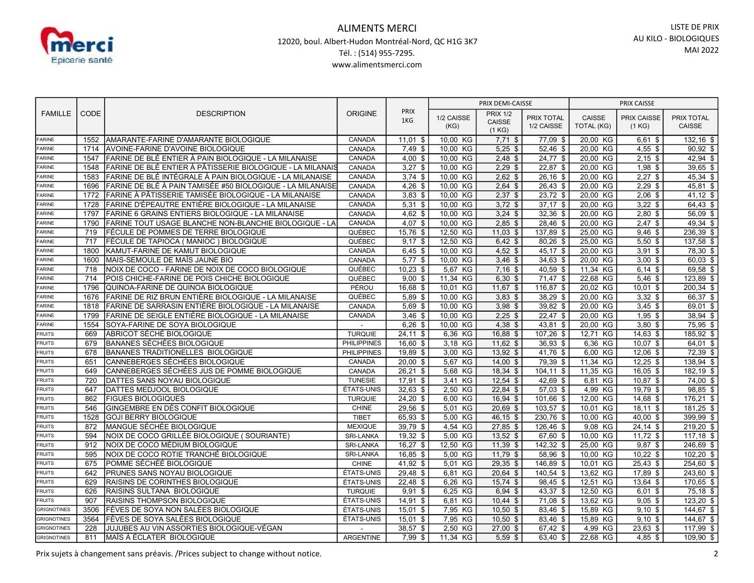# ALIMENTS MERCI

12020, boul. Albert-Hudon Montréal-Nord, QC H1G 3K7
Tél. : (514) 955-7295.
www.alimentsmerci.com

LISTE DE PRIX AU KILO - BIOLOGIQUES
MAI 2022

| FAMILLE | CODE | DESCRIPTION | ORIGINE | PRIX 1KG | PRIX DEMI-CAISSE | | | PRIX CAISSE | | |
|---|---|---|---|---|---|---|---|---|---|---|
| | | | | | 1/2 CAISSE (KG) | PRIX 1/2 CAISSE (1 KG) | PRIX TOTAL 1/2 CAISSE | CAISSE TOTAL (KG) | PRIX CAISSE (1 KG) | PRIX TOTAL CAISSE |
| FARINE | 1552 | AMARANTE-FARINE D'AMARANTE BIOLOGIQUE | CANADA | 11,01 $ | 10,00 KG | 7,71 $ | 77,09 $ | 20,00 KG | 6,61 $ | 132,16 $ |
| FARINE | 1714 | AVOINE-FARINE D'AVOINE BIOLOGIQUE | CANADA | 7,49 $ | 10,00 KG | 5,25 $ | 52,46 $ | 20,00 KG | 4,55 $ | 90,92 $ |
| FARINE | 1547 | FARINE DE BLÉ ENTIER À PAIN BIOLOGIQUE - LA MILANAISE | CANADA | 4,00 $ | 10,00 KG | 2,48 $ | 24,77 $ | 20,00 KG | 2,15 $ | 42,94 $ |
| FARINE | 1548 | FARINE DE BLÉ ENTIER À PÂTISSERIE BIOLOGIQUE - LA MILANAIS | CANADA | 3,27 $ | 10,00 KG | 2,29 $ | 22,87 $ | 20,00 KG | 1,98 $ | 39,65 $ |
| FARINE | 1583 | FARINE DE BLÉ INTÉGRALE À PAIN BIOLOGIQUE - LA MILANAISE | CANADA | 3,74 $ | 10,00 KG | 2,62 $ | 26,16 $ | 20,00 KG | 2,27 $ | 45,34 $ |
| FARINE | 1696 | FARINE DE BLÉ À PAIN TAMISÉE #50 BIOLOGIQUE - LA MILANAISE | CANADA | 4,26 $ | 10,00 KG | 2,64 $ | 26,43 $ | 20,00 KG | 2,29 $ | 45,81 $ |
| FARINE | 1772 | FARINE À PÂTISSERIE TAMISÉE BIOLOGIQUE - LA MILANAISE | CANADA | 3,83 $ | 10,00 KG | 2,37 $ | 23,72 $ | 20,00 KG | 2,06 $ | 41,12 $ |
| FARINE | 1728 | FARINE D'ÉPEAUTRE ENTIÈRE BIOLOGIQUE - LA MILANAISE | CANADA | 5,31 $ | 10,00 KG | 3,72 $ | 37,17 $ | 20,00 KG | 3,22 $ | 64,43 $ |
| FARINE | 1797 | FARINE 6 GRAINS ENTIERS BIOLOGIQUE - LA MILANAISE | CANADA | 4,62 $ | 10,00 KG | 3,24 $ | 32,36 $ | 20,00 KG | 2,80 $ | 56,09 $ |
| FARINE | 1790 | FARINE TOUT USAGE BLANCHE NON-BLANCHIE BIOLOGIQUE - LA | CANADA | 4,07 $ | 10,00 KG | 2,85 $ | 28,46 $ | 20,00 KG | 2,47 $ | 49,34 $ |
| FARINE | 719 | FÉCULE DE POMMES DE TERRE BIOLOGIQUE | QUÉBEC | 15,76 $ | 12,50 KG | 11,03 $ | 137,89 $ | 25,00 KG | 9,46 $ | 236,39 $ |
| FARINE | 717 | FÉCULE DE TAPIOCA ( MANIOC ) BIOLOGIQUE | QUÉBEC | 9,17 $ | 12,50 KG | 6,42 $ | 80,26 $ | 25,00 KG | 5,50 $ | 137,58 $ |
| FARINE | 1800 | KAMUT-FARINE DE KAMUT BIOLOGIQUE | CANADA | 6,45 $ | 10,00 KG | 4,52 $ | 45,17 $ | 20,00 KG | 3,91 $ | 78,30 $ |
| FARINE | 1600 | MAIS-SEMOULE DE MAÏS JAUNE BIO | CANADA | 5,77 $ | 10,00 KG | 3,46 $ | 34,63 $ | 20,00 KG | 3,00 $ | 60,03 $ |
| FARINE | 718 | NOIX DE COCO - FARINE DE NOIX DE COCO BIOLOGIQUE | QUÉBEC | 10,23 $ | 5,67 KG | 7,16 $ | 40,59 $ | 11,34 KG | 6,14 $ | 69,58 $ |
| FARINE | 714 | POIS CHICHE-FARINE DE POIS CHICHE BIOLOGIQUE | QUÉBEC | 9,00 $ | 11,34 KG | 6,30 $ | 71,47 $ | 22,68 KG | 5,46 $ | 123,89 $ |
| FARINE | 1796 | QUINOA-FARINE DE QUINOA BIOLOGIQUE | PÉROU | 16,68 $ | 10,01 KG | 11,67 $ | 116,87 $ | 20,02 KG | 10,01 $ | 200,34 $ |
| FARINE | 1676 | FARINE DE RIZ BRUN ENTIÈRE BIOLOGIQUE - LA MILANAISE | QUÉBEC | 5,89 $ | 10,00 KG | 3,83 $ | 38,29 $ | 20,00 KG | 3,32 $ | 66,37 $ |
| FARINE | 1818 | FARINE DE SARRASIN ENTIÈRE BIOLOGIQUE - LA MILANAISE | CANADA | 5,69 $ | 10,00 KG | 3,98 $ | 39,82 $ | 20,00 KG | 3,45 $ | 69,01 $ |
| FARINE | 1799 | FARINE DE SEIGLE ENTIÈRE BIOLOGIQUE - LA MILANAISE | CANADA | 3,46 $ | 10,00 KG | 2,25 $ | 22,47 $ | 20,00 KG | 1,95 $ | 38,94 $ |
| FARINE | 1554 | SOYA-FARINE DE SOYA BIOLOGIQUE | - | 6,26 $ | 10,00 KG | 4,38 $ | 43,81 $ | 20,00 KG | 3,80 $ | 75,95 $ |
| FRUITS | 669 | ABRICOT SÉCHÉ BIOLOGIQUE | TURQUIE | 24,11 $ | 6,36 KG | 16,88 $ | 107,26 $ | 12,71 KG | 14,63 $ | 185,92 $ |
| FRUITS | 679 | BANANES SÉCHÉES BIOLOGIQUE | PHILIPPINES | 16,60 $ | 3,18 KG | 11,62 $ | 36,93 $ | 6,36 KG | 10,07 $ | 64,01 $ |
| FRUITS | 678 | BANANES TRADITIONELLES BIOLOGIQUE | PHILIPPINES | 19,89 $ | 3,00 KG | 13,92 $ | 41,76 $ | 6,00 KG | 12,06 $ | 72,39 $ |
| FRUITS | 651 | CANNEBERGES SÉCHÉES BIOLOGIQUE | CANADA | 20,00 $ | 5,67 KG | 14,00 $ | 79,39 $ | 11,34 KG | 12,25 $ | 138,94 $ |
| FRUITS | 649 | CANNEBERGES SÉCHÉES JUS DE POMME BIOLOGIQUE | CANADA | 26,21 $ | 5,68 KG | 18,34 $ | 104,11 $ | 11,35 KG | 16,05 $ | 182,19 $ |
| FRUITS | 720 | DATTES SANS NOYAU BIOLOGIQUE | TUNESIE | 17,91 $ | 3,41 KG | 12,54 $ | 42,69 $ | 6,81 KG | 10,87 $ | 74,00 $ |
| FRUITS | 647 | DATTES MEDJOOL BIOLOGIQUE | ÉTATS-UNIS | 32,63 $ | 2,50 KG | 22,84 $ | 57,03 $ | 4,99 KG | 19,79 $ | 98,85 $ |
| FRUITS | 862 | FIGUES BIOLOGIQUES | TURQUIE | 24,20 $ | 6,00 KG | 16,94 $ | 101,66 $ | 12,00 KG | 14,68 $ | 176,21 $ |
| FRUITS | 546 | GINGEMBRE EN DÉS CONFIT BIOLOGIQUE | CHINE | 29,56 $ | 5,01 KG | 20,69 $ | 103,57 $ | 10,01 KG | 18,11 $ | 181,25 $ |
| FRUITS | 1528 | GOJI BERRY BIOLOGIQUE | TIBET | 65,93 $ | 5,00 KG | 46,15 $ | 230,76 $ | 10,00 KG | 40,00 $ | 399,99 $ |
| FRUITS | 872 | MANGUE SÉCHÉE BIOLOGIQUE | MEXIQUE | 39,79 $ | 4,54 KG | 27,85 $ | 126,46 $ | 9,08 KG | 24,14 $ | 219,20 $ |
| FRUITS | 594 | NOIX DE COCO GRILLÉE BIOLOGIQUE ( SOURIANTE) | SRI-LANKA | 19,32 $ | 5,00 KG | 13,52 $ | 67,60 $ | 10,00 KG | 11,72 $ | 117,18 $ |
| FRUITS | 912 | NOIX DE COCO MÉDIUM BIOLOGIQUE | SRI-LANKA | 16,27 $ | 12,50 KG | 11,39 $ | 142,32 $ | 25,00 KG | 9,87 $ | 246,69 $ |
| FRUITS | 595 | NOIX DE COCO ROTIE TRANCHÉ BIOLOGIQUE | SRI-LANKA | 16,85 $ | 5,00 KG | 11,79 $ | 58,96 $ | 10,00 KG | 10,22 $ | 102,20 $ |
| FRUITS | 675 | POMME SÉCHÉÉ BIOLOGIQUE | CHINE | 41,92 $ | 5,01 KG | 29,35 $ | 146,89 $ | 10,01 KG | 25,43 $ | 254,60 $ |
| FRUITS | 642 | PRUNES SANS NOYAU BIOLOGIQUE | ÉTATS-UNIS | 29,48 $ | 6,81 KG | 20,64 $ | 140,54 $ | 13,62 KG | 17,89 $ | 243,60 $ |
| FRUITS | 629 | RAISINS DE CORINTHES BIOLOGIQUE | ÉTATS-UNIS | 22,48 $ | 6,26 KG | 15,74 $ | 98,45 $ | 12,51 KG | 13,64 $ | 170,65 $ |
| FRUITS | 626 | RAISINS SULTANA BIOLOGIQUE | TURQUIE | 9,91 $ | 6,25 KG | 6,94 $ | 43,37 $ | 12,50 KG | 6,01 $ | 75,18 $ |
| FRUITS | 907 | RAISINS THOMPSON BIOLOGIQUE | ÉTATS-UNIS | 14,91 $ | 6,81 KG | 10,44 $ | 71,08 $ | 13,62 KG | 9,05 $ | 123,20 $ |
| GRIGNOTINES | 3506 | FÈVES DE SOYA NON SALÉES BIOLOGIQUE | ÉTATS-UNIS | 15,01 $ | 7,95 KG | 10,50 $ | 83,46 $ | 15,89 KG | 9,10 $ | 144,67 $ |
| GRIGNOTINES | 3564 | FÈVES DE SOYA SALÉES BIOLOGIQUE | ÉTATS-UNIS | 15,01 $ | 7,95 KG | 10,50 $ | 83,46 $ | 15,89 KG | 9,10 $ | 144,67 $ |
| GRIGNOTINES | 228 | JUJUBES AU VIN ASSORTIES BIOLOGIQUE-VÉGAN | - | 38,57 $ | 2,50 KG | 27,00 $ | 67,42 $ | 4,99 KG | 23,63 $ | 117,99 $ |
| GRIGNOTINES | 811 | MAÏS À ÉCLATER BIOLOGIQUE | ARGENTINE | 7,99 $ | 11,34 KG | 5,59 $ | 63,40 $ | 22,68 KG | 4,85 $ | 109,90 $ |

Prix sujets à changement sans préavis. /Prices subject to change without notice.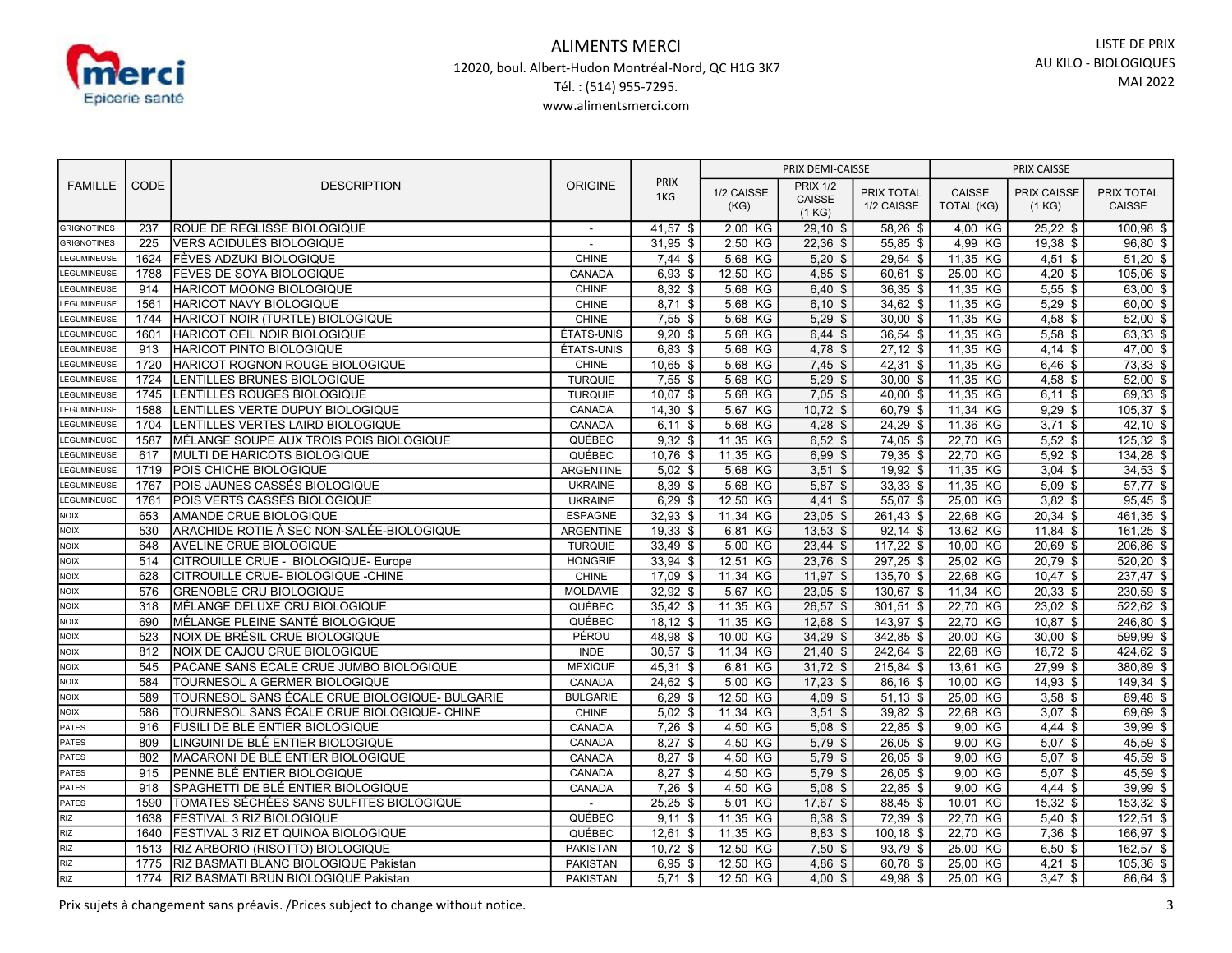ALIMENTS MERCI

12020, boul. Albert-Hudon Montréal-Nord, QC H1G 3K7

Tél. : (514) 955-7295.

www.alimentsmerci.com

LISTE DE PRIX
AU KILO - BIOLOGIQUES
MAI 2022

| FAMILLE | CODE | DESCRIPTION | ORIGINE | PRIX 1KG | PRIX DEMI-CAISSE | | | PRIX CAISSE | | |
|---|---|---|---|---|---|---|---|---|---|---|
| | | | | | 1/2 CAISSE (KG) | PRIX 1/2 CAISSE (1 KG) | PRIX TOTAL 1/2 CAISSE | CAISSE TOTAL (KG) | PRIX CAISSE (1 KG) | PRIX TOTAL CAISSE |
| GRIGNOTINES | 237 | ROUE DE REGLISSE BIOLOGIQUE | - | 41,57 $ | 2,00 KG | 29,10 $ | 58,26 $ | 4,00 KG | 25,22 $ | 100,98 $ |
| GRIGNOTINES | 225 | VERS ACIDULÉS BIOLOGIQUE | - | 31,95 $ | 2,50 KG | 22,36 $ | 55,85 $ | 4,99 KG | 19,38 $ | 96,80 $ |
| LÉGUMINEUSE | 1624 | FÈVES ADZUKI BIOLOGIQUE | CHINE | 7,44 $ | 5,68 KG | 5,20 $ | 29,54 $ | 11,35 KG | 4,51 $ | 51,20 $ |
| LÉGUMINEUSE | 1788 | FEVES DE SOYA BIOLOGIQUE | CANADA | 6,93 $ | 12,50 KG | 4,85 $ | 60,61 $ | 25,00 KG | 4,20 $ | 105,06 $ |
| LÉGUMINEUSE | 914 | HARICOT MOONG BIOLOGIQUE | CHINE | 8,32 $ | 5,68 KG | 6,40 $ | 36,35 $ | 11,35 KG | 5,55 $ | 63,00 $ |
| LÉGUMINEUSE | 1561 | HARICOT NAVY BIOLOGIQUE | CHINE | 8,71 $ | 5,68 KG | 6,10 $ | 34,62 $ | 11,35 KG | 5,29 $ | 60,00 $ |
| LÉGUMINEUSE | 1744 | HARICOT NOIR (TURTLE) BIOLOGIQUE | CHINE | 7,55 $ | 5,68 KG | 5,29 $ | 30,00 $ | 11,35 KG | 4,58 $ | 52,00 $ |
| LÉGUMINEUSE | 1601 | HARICOT OEIL NOIR BIOLOGIQUE | ÉTATS-UNIS | 9,20 $ | 5,68 KG | 6,44 $ | 36,54 $ | 11,35 KG | 5,58 $ | 63,33 $ |
| LÉGUMINEUSE | 913 | HARICOT PINTO BIOLOGIQUE | ÉTATS-UNIS | 6,83 $ | 5,68 KG | 4,78 $ | 27,12 $ | 11,35 KG | 4,14 $ | 47,00 $ |
| LÉGUMINEUSE | 1720 | HARICOT ROGNON ROUGE BIOLOGIQUE | CHINE | 10,65 $ | 5,68 KG | 7,45 $ | 42,31 $ | 11,35 KG | 6,46 $ | 73,33 $ |
| LÉGUMINEUSE | 1724 | LENTILLES BRUNES BIOLOGIQUE | TURQUIE | 7,55 $ | 5,68 KG | 5,29 $ | 30,00 $ | 11,35 KG | 4,58 $ | 52,00 $ |
| LÉGUMINEUSE | 1745 | LENTILLES ROUGES BIOLOGIQUE | TURQUIE | 10,07 $ | 5,68 KG | 7,05 $ | 40,00 $ | 11,35 KG | 6,11 $ | 69,33 $ |
| LÉGUMINEUSE | 1588 | LENTILLES VERTE DUPUY BIOLOGIQUE | CANADA | 14,30 $ | 5,67 KG | 10,72 $ | 60,79 $ | 11,34 KG | 9,29 $ | 105,37 $ |
| LÉGUMINEUSE | 1704 | LENTILLES VERTES LAIRD BIOLOGIQUE | CANADA | 6,11 $ | 5,68 KG | 4,28 $ | 24,29 $ | 11,36 KG | 3,71 $ | 42,10 $ |
| LÉGUMINEUSE | 1587 | MÉLANGE SOUPE AUX TROIS POIS BIOLOGIQUE | QUÉBEC | 9,32 $ | 11,35 KG | 6,52 $ | 74,05 $ | 22,70 KG | 5,52 $ | 125,32 $ |
| LÉGUMINEUSE | 617 | MULTI DE HARICOTS BIOLOGIQUE | QUÉBEC | 10,76 $ | 11,35 KG | 6,99 $ | 79,35 $ | 22,70 KG | 5,92 $ | 134,28 $ |
| LÉGUMINEUSE | 1719 | POIS CHICHE BIOLOGIQUE | ARGENTINE | 5,02 $ | 5,68 KG | 3,51 $ | 19,92 $ | 11,35 KG | 3,04 $ | 34,53 $ |
| LÉGUMINEUSE | 1767 | POIS JAUNES CASSÉS BIOLOGIQUE | UKRAINE | 8,39 $ | 5,68 KG | 5,87 $ | 33,33 $ | 11,35 KG | 5,09 $ | 57,77 $ |
| LÉGUMINEUSE | 1761 | POIS VERTS CASSÉS BIOLOGIQUE | UKRAINE | 6,29 $ | 12,50 KG | 4,41 $ | 55,07 $ | 25,00 KG | 3,82 $ | 95,45 $ |
| NOIX | 653 | AMANDE CRUE BIOLOGIQUE | ESPAGNE | 32,93 $ | 11,34 KG | 23,05 $ | 261,43 $ | 22,68 KG | 20,34 $ | 461,35 $ |
| NOIX | 530 | ARACHIDE ROTIE À SEC NON-SALÉE-BIOLOGIQUE | ARGENTINE | 19,33 $ | 6,81 KG | 13,53 $ | 92,14 $ | 13,62 KG | 11,84 $ | 161,25 $ |
| NOIX | 648 | AVELINE CRUE BIOLOGIQUE | TURQUIE | 33,49 $ | 5,00 KG | 23,44 $ | 117,22 $ | 10,00 KG | 20,69 $ | 206,86 $ |
| NOIX | 514 | CITROUILLE CRUE - BIOLOGIQUE- Europe | HONGRIE | 33,94 $ | 12,51 KG | 23,76 $ | 297,25 $ | 25,02 KG | 20,79 $ | 520,20 $ |
| NOIX | 628 | CITROUILLE CRUE- BIOLOGIQUE -CHINE | CHINE | 17,09 $ | 11,34 KG | 11,97 $ | 135,70 $ | 22,68 KG | 10,47 $ | 237,47 $ |
| NOIX | 576 | GRENOBLE CRU BIOLOGIQUE | MOLDAVIE | 32,92 $ | 5,67 KG | 23,05 $ | 130,67 $ | 11,34 KG | 20,33 $ | 230,59 $ |
| NOIX | 318 | MÉLANGE DELUXE CRU BIOLOGIQUE | QUÉBEC | 35,42 $ | 11,35 KG | 26,57 $ | 301,51 $ | 22,70 KG | 23,02 $ | 522,62 $ |
| NOIX | 690 | MÉLANGE PLEINE SANTÉ BIOLOGIQUE | QUÉBEC | 18,12 $ | 11,35 KG | 12,68 $ | 143,97 $ | 22,70 KG | 10,87 $ | 246,80 $ |
| NOIX | 523 | NOIX DE BRÉSIL CRUE BIOLOGIQUE | PÉROU | 48,98 $ | 10,00 KG | 34,29 $ | 342,85 $ | 20,00 KG | 30,00 $ | 599,99 $ |
| NOIX | 812 | NOIX DE CAJOU CRUE BIOLOGIQUE | INDE | 30,57 $ | 11,34 KG | 21,40 $ | 242,64 $ | 22,68 KG | 18,72 $ | 424,62 $ |
| NOIX | 545 | PACANE SANS ÉCALE CRUE JUMBO BIOLOGIQUE | MEXIQUE | 45,31 $ | 6,81 KG | 31,72 $ | 215,84 $ | 13,61 KG | 27,99 $ | 380,89 $ |
| NOIX | 584 | TOURNESOL A GERMER BIOLOGIQUE | CANADA | 24,62 $ | 5,00 KG | 17,23 $ | 86,16 $ | 10,00 KG | 14,93 $ | 149,34 $ |
| NOIX | 589 | TOURNESOL SANS ÉCALE CRUE BIOLOGIQUE- BULGARIE | BULGARIE | 6,29 $ | 12,50 KG | 4,09 $ | 51,13 $ | 25,00 KG | 3,58 $ | 89,48 $ |
| NOIX | 586 | TOURNESOL SANS ÉCALE CRUE BIOLOGIQUE- CHINE | CHINE | 5,02 $ | 11,34 KG | 3,51 $ | 39,82 $ | 22,68 KG | 3,07 $ | 69,69 $ |
| PATES | 916 | FUSILI DE BLÉ ENTIER BIOLOGIQUE | CANADA | 7,26 $ | 4,50 KG | 5,08 $ | 22,85 $ | 9,00 KG | 4,44 $ | 39,99 $ |
| PATES | 809 | LINGUINI DE BLÉ ENTIER BIOLOGIQUE | CANADA | 8,27 $ | 4,50 KG | 5,79 $ | 26,05 $ | 9,00 KG | 5,07 $ | 45,59 $ |
| PATES | 802 | MACARONI DE BLÉ ENTIER BIOLOGIQUE | CANADA | 8,27 $ | 4,50 KG | 5,79 $ | 26,05 $ | 9,00 KG | 5,07 $ | 45,59 $ |
| PATES | 915 | PENNE BLÉ ENTIER BIOLOGIQUE | CANADA | 8,27 $ | 4,50 KG | 5,79 $ | 26,05 $ | 9,00 KG | 5,07 $ | 45,59 $ |
| PATES | 918 | SPAGHETTI DE BLÉ ENTIER BIOLOGIQUE | CANADA | 7,26 $ | 4,50 KG | 5,08 $ | 22,85 $ | 9,00 KG | 4,44 $ | 39,99 $ |
| PATES | 1590 | TOMATES SÉCHÉES SANS SULFITES BIOLOGIQUE | - | 25,25 $ | 5,01 KG | 17,67 $ | 88,45 $ | 10,01 KG | 15,32 $ | 153,32 $ |
| RIZ | 1638 | FESTIVAL 3 RIZ BIOLOGIQUE | QUÉBEC | 9,11 $ | 11,35 KG | 6,38 $ | 72,39 $ | 22,70 KG | 5,40 $ | 122,51 $ |
| RIZ | 1640 | FESTIVAL 3 RIZ ET QUINOA BIOLOGIQUE | QUÉBEC | 12,61 $ | 11,35 KG | 8,83 $ | 100,18 $ | 22,70 KG | 7,36 $ | 166,97 $ |
| RIZ | 1513 | RIZ ARBORIO (RISOTTO) BIOLOGIQUE | PAKISTAN | 10,72 $ | 12,50 KG | 7,50 $ | 93,79 $ | 25,00 KG | 6,50 $ | 162,57 $ |
| RIZ | 1775 | RIZ BASMATI BLANC BIOLOGIQUE Pakistan | PAKISTAN | 6,95 $ | 12,50 KG | 4,86 $ | 60,78 $ | 25,00 KG | 4,21 $ | 105,36 $ |
| RIZ | 1774 | RIZ BASMATI BRUN BIOLOGIQUE Pakistan | PAKISTAN | 5,71 $ | 12,50 KG | 4,00 $ | 49,98 $ | 25,00 KG | 3,47 $ | 86,64 $ |

Prix sujets à changement sans préavis. /Prices subject to change without notice.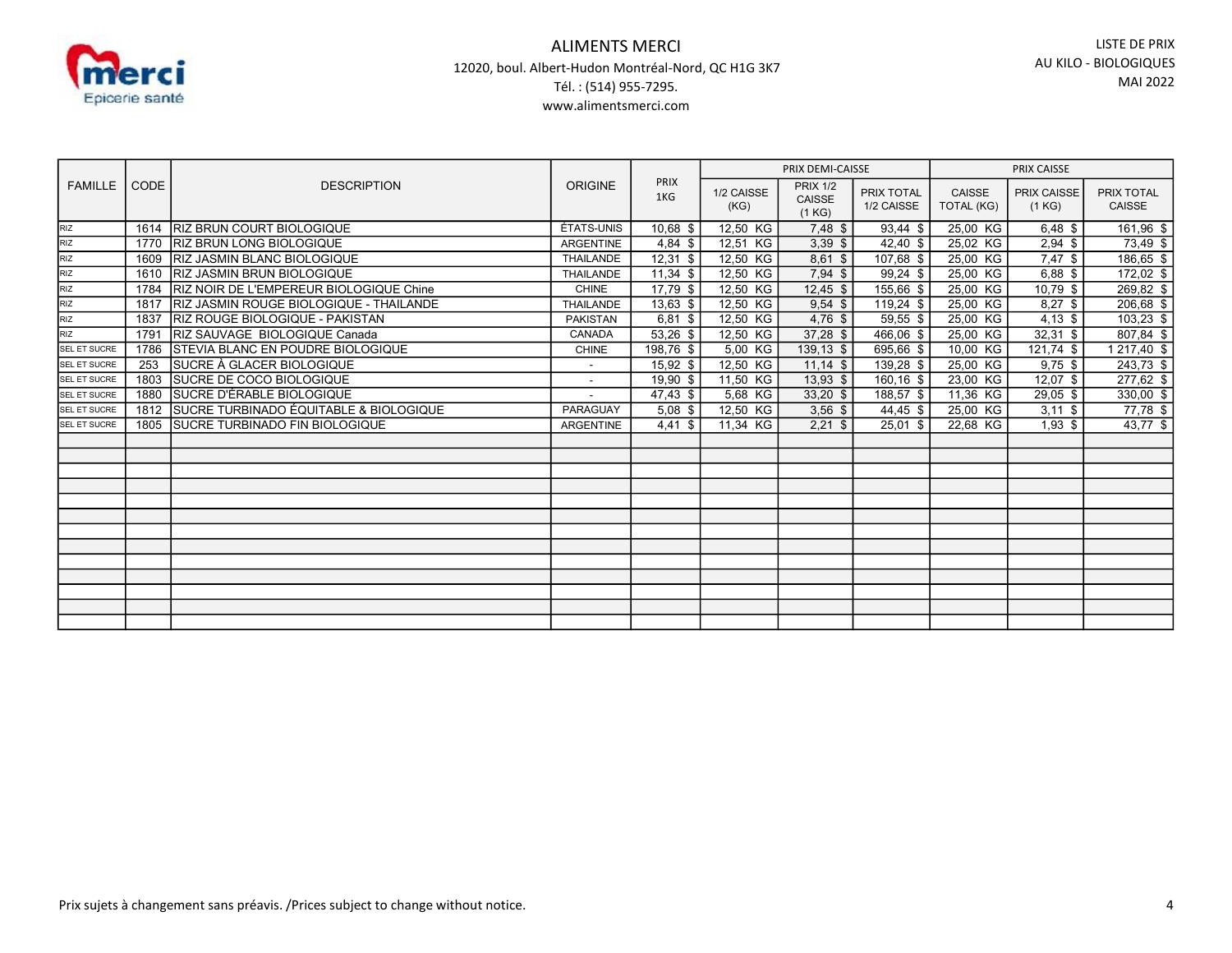# ALIMENTS MERCI

12020, boul. Albert-Hudon Montréal-Nord, QC H1G 3K7
Tél. : (514) 955-7295.
www.alimentsmerci.com

LISTE DE PRIX
AU KILO - BIOLOGIQUES
MAI 2022

| FAMILLE | CODE | DESCRIPTION | ORIGINE | PRIX 1KG | PRIX DEMI-CAISSE | | | PRIX CAISSE | | |
|---|---|---|---|---|---|---|---|---|---|---|
| | | | | | 1/2 CAISSE (KG) | PRIX 1/2 CAISSE (1 KG) | PRIX TOTAL 1/2 CAISSE | CAISSE TOTAL (KG) | PRIX CAISSE (1 KG) | PRIX TOTAL CAISSE |
| RIZ | 1614 | RIZ BRUN COURT BIOLOGIQUE | ÉTATS-UNIS | 10,68 $ | 12,50 KG | 7,48 $ | 93,44 $ | 25,00 KG | 6,48 $ | 161,96 $ |
| RIZ | 1770 | RIZ BRUN LONG BIOLOGIQUE | ARGENTINE | 4,84 $ | 12,51 KG | 3,39 $ | 42,40 $ | 25,02 KG | 2,94 $ | 73,49 $ |
| RIZ | 1609 | RIZ JASMIN BLANC BIOLOGIQUE | THAILANDE | 12,31 $ | 12,50 KG | 8,61 $ | 107,68 $ | 25,00 KG | 7,47 $ | 186,65 $ |
| RIZ | 1610 | RIZ JASMIN BRUN BIOLOGIQUE | THAILANDE | 11,34 $ | 12,50 KG | 7,94 $ | 99,24 $ | 25,00 KG | 6,88 $ | 172,02 $ |
| RIZ | 1784 | RIZ NOIR DE L'EMPEREUR BIOLOGIQUE Chine | CHINE | 17,79 $ | 12,50 KG | 12,45 $ | 155,66 $ | 25,00 KG | 10,79 $ | 269,82 $ |
| RIZ | 1817 | RIZ JASMIN ROUGE BIOLOGIQUE - THAILANDE | THAILANDE | 13,63 $ | 12,50 KG | 9,54 $ | 119,24 $ | 25,00 KG | 8,27 $ | 206,68 $ |
| RIZ | 1837 | RIZ ROUGE BIOLOGIQUE - PAKISTAN | PAKISTAN | 6,81 $ | 12,50 KG | 4,76 $ | 59,55 $ | 25,00 KG | 4,13 $ | 103,23 $ |
| RIZ | 1791 | RIZ SAUVAGE BIOLOGIQUE Canada | CANADA | 53,26 $ | 12,50 KG | 37,28 $ | 466,06 $ | 25,00 KG | 32,31 $ | 807,84 $ |
| SEL ET SUCRE | 1786 | STEVIA BLANC EN POUDRE BIOLOGIQUE | CHINE | 198,76 $ | 5,00 KG | 139,13 $ | 695,66 $ | 10,00 KG | 121,74 $ | 1 217,40 $ |
| SEL ET SUCRE | 253 | SUCRE À GLACER BIOLOGIQUE | - | 15,92 $ | 12,50 KG | 11,14 $ | 139,28 $ | 25,00 KG | 9,75 $ | 243,73 $ |
| SEL ET SUCRE | 1803 | SUCRE DE COCO BIOLOGIQUE | - | 19,90 $ | 11,50 KG | 13,93 $ | 160,16 $ | 23,00 KG | 12,07 $ | 277,62 $ |
| SEL ET SUCRE | 1880 | SUCRE D'ÉRABLE BIOLOGIQUE | - | 47,43 $ | 5,68 KG | 33,20 $ | 188,57 $ | 11,36 KG | 29,05 $ | 330,00 $ |
| SEL ET SUCRE | 1812 | SUCRE TURBINADO ÉQUITABLE & BIOLOGIQUE | PARAGUAY | 5,08 $ | 12,50 KG | 3,56 $ | 44,45 $ | 25,00 KG | 3,11 $ | 77,78 $ |
| SEL ET SUCRE | 1805 | SUCRE TURBINADO FIN BIOLOGIQUE | ARGENTINE | 4,41 $ | 11,34 KG | 2,21 $ | 25,01 $ | 22,68 KG | 1,93 $ | 43,77 $ |

Prix sujets à changement sans préavis. /Prices subject to change without notice.